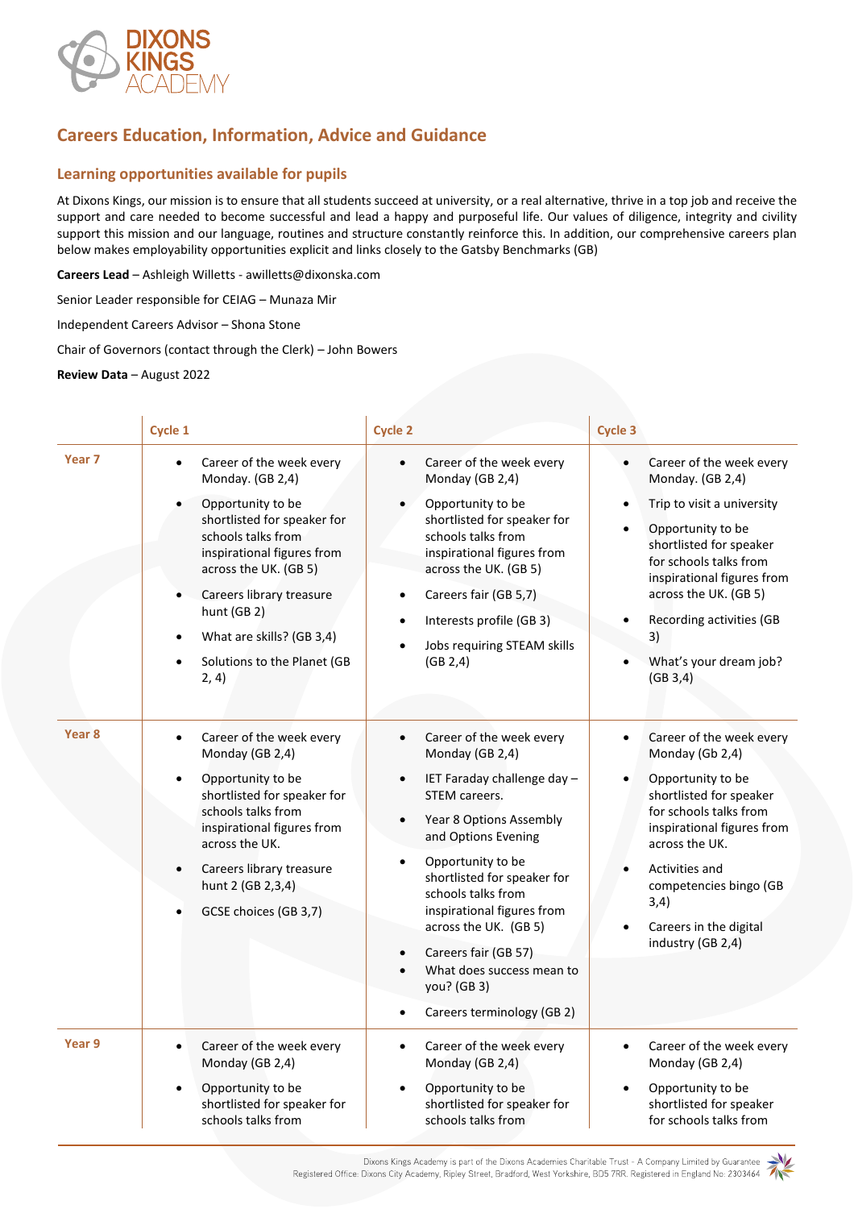# Careers Education, Information, Advice and Guidance

## Learning opportunities available for pupils

At Dixons Kings, our mission is to ensure that all students succeed at university, or a real alternative, thrive in a top job and receive the support and care needed to become successful and lead a happy and purposeful life. Our values of diligence, integrity and civility support this mission and our language, routines and structure constantly reinforce this. In addition, our comprehensive careers plan below makes employability opportunities explicit and links closely to the Gatsby Benchmarks (GB)

**Careers Lead** – Ashleigh Willetts - awilletts@dixonska.com

Senior Leader responsible for CEIAG – Munaza Mir

Independent Careers Advisor – Shona Stone

Chair of Governors (contact through the Clerk) – John Bowers

**Review Data** – August 2022

| | Cycle 1 | Cycle 2 | Cycle 3 |
|---|---|---|---|
| Year 7 | • Career of the week every Monday. (GB 2,4)<br>• Opportunity to be shortlisted for speaker for schools talks from inspirational figures from across the UK. (GB 5)<br>• Careers library treasure hunt (GB 2)<br>• What are skills? (GB 3,4)<br>• Solutions to the Planet (GB 2, 4) | • Career of the week every Monday (GB 2,4)<br>• Opportunity to be shortlisted for speaker for schools talks from inspirational figures from across the UK. (GB 5)<br>• Careers fair (GB 5,7)<br>• Interests profile (GB 3)<br>• Jobs requiring STEAM skills (GB 2,4) | • Career of the week every Monday. (GB 2,4)<br>• Trip to visit a university<br>• Opportunity to be shortlisted for speaker for schools talks from inspirational figures from across the UK. (GB 5)<br>• Recording activities (GB 3)<br>• What's your dream job? (GB 3,4) |
| Year 8 | • Career of the week every Monday (GB 2,4)<br>• Opportunity to be shortlisted for speaker for schools talks from inspirational figures from across the UK.<br>• Careers library treasure hunt 2 (GB 2,3,4)<br>• GCSE choices (GB 3,7) | • Career of the week every Monday (GB 2,4)<br>• IET Faraday challenge day – STEM careers.<br>• Year 8 Options Assembly and Options Evening<br>• Opportunity to be shortlisted for speaker for schools talks from inspirational figures from across the UK. (GB 5)<br>• Careers fair (GB 57)<br>• What does success mean to you? (GB 3)<br>• Careers terminology (GB 2) | • Career of the week every Monday (Gb 2,4)<br>• Opportunity to be shortlisted for speaker for schools talks from inspirational figures from across the UK.<br>• Activities and competencies bingo (GB 3,4)<br>• Careers in the digital industry (GB 2,4) |
| Year 9 | • Career of the week every Monday (GB 2,4)<br>• Opportunity to be shortlisted for speaker for schools talks from | • Career of the week every Monday (GB 2,4)<br>• Opportunity to be shortlisted for speaker for schools talks from | • Career of the week every Monday (GB 2,4)<br>• Opportunity to be shortlisted for speaker for schools talks from |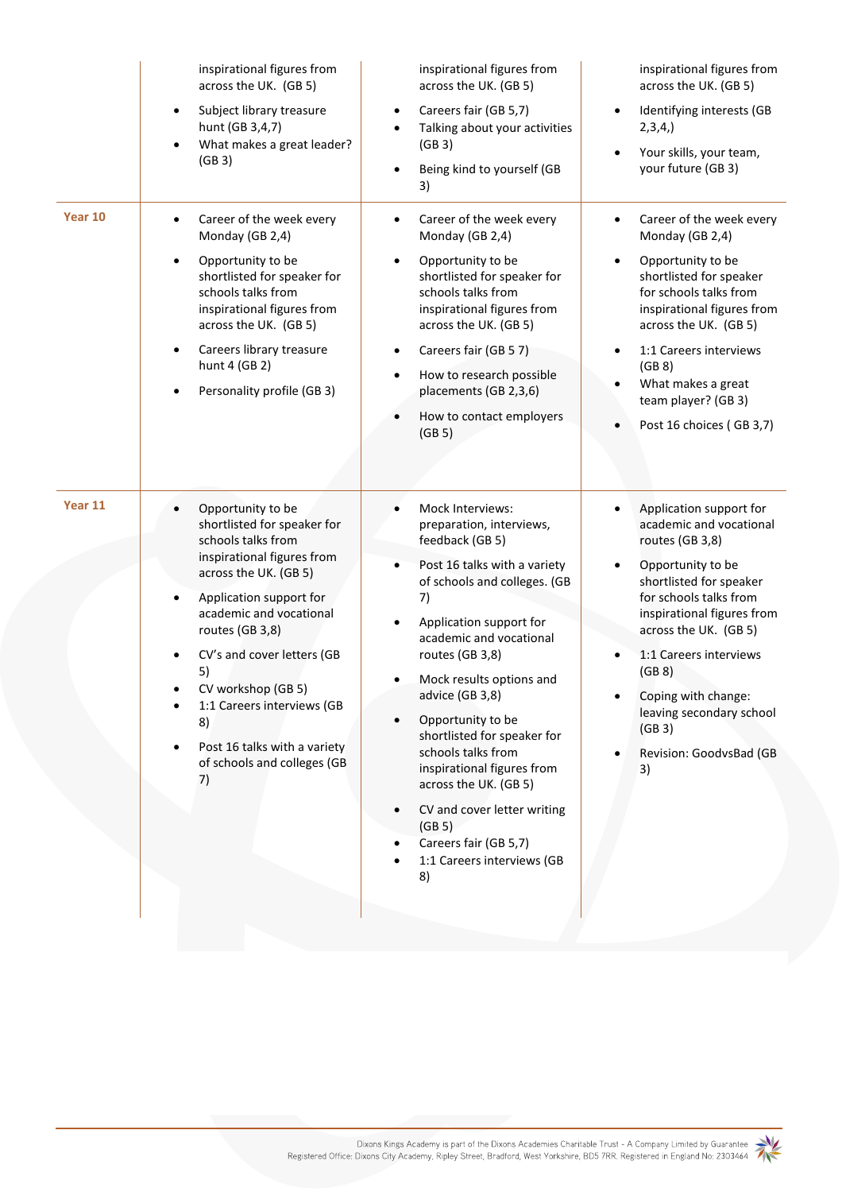| | | | |
|---|---|---|---|
| | inspirational figures from across the UK. (GB 5)<br>• Subject library treasure hunt (GB 3,4,7)<br>• What makes a great leader? (GB 3) | inspirational figures from across the UK. (GB 5)<br>• Careers fair (GB 5,7)<br>• Talking about your activities (GB 3)<br>• Being kind to yourself (GB 3) | inspirational figures from across the UK. (GB 5)<br>• Identifying interests (GB 2,3,4,)<br>• Your skills, your team, your future (GB 3) |
| **Year 10** | • Career of the week every Monday (GB 2,4)<br>• Opportunity to be shortlisted for speaker for schools talks from inspirational figures from across the UK. (GB 5)<br>• Careers library treasure hunt 4 (GB 2)<br>• Personality profile (GB 3) | • Career of the week every Monday (GB 2,4)<br>• Opportunity to be shortlisted for speaker for schools talks from inspirational figures from across the UK. (GB 5)<br>• Careers fair (GB 5 7)<br>• How to research possible placements (GB 2,3,6)<br>• How to contact employers (GB 5) | • Career of the week every Monday (GB 2,4)<br>• Opportunity to be shortlisted for speaker for schools talks from inspirational figures from across the UK. (GB 5)<br>• 1:1 Careers interviews (GB 8)<br>• What makes a great team player? (GB 3)<br>• Post 16 choices ( GB 3,7) |
| **Year 11** | • Opportunity to be shortlisted for speaker for schools talks from inspirational figures from across the UK. (GB 5)<br>• Application support for academic and vocational routes (GB 3,8)<br>• CV's and cover letters (GB 5)<br>• CV workshop (GB 5)<br>• 1:1 Careers interviews (GB 8)<br>• Post 16 talks with a variety of schools and colleges (GB 7) | • Mock Interviews: preparation, interviews, feedback (GB 5)<br>• Post 16 talks with a variety of schools and colleges. (GB 7)<br>• Application support for academic and vocational routes (GB 3,8)<br>• Mock results options and advice (GB 3,8)<br>• Opportunity to be shortlisted for speaker for schools talks from inspirational figures from across the UK. (GB 5)<br>• CV and cover letter writing (GB 5)<br>• Careers fair (GB 5,7)<br>• 1:1 Careers interviews (GB 8) | • Application support for academic and vocational routes (GB 3,8)<br>• Opportunity to be shortlisted for speaker for schools talks from inspirational figures from across the UK. (GB 5)<br>• 1:1 Careers interviews (GB 8)<br>• Coping with change: leaving secondary school (GB 3)<br>• Revision: GoodvsBad (GB 3) |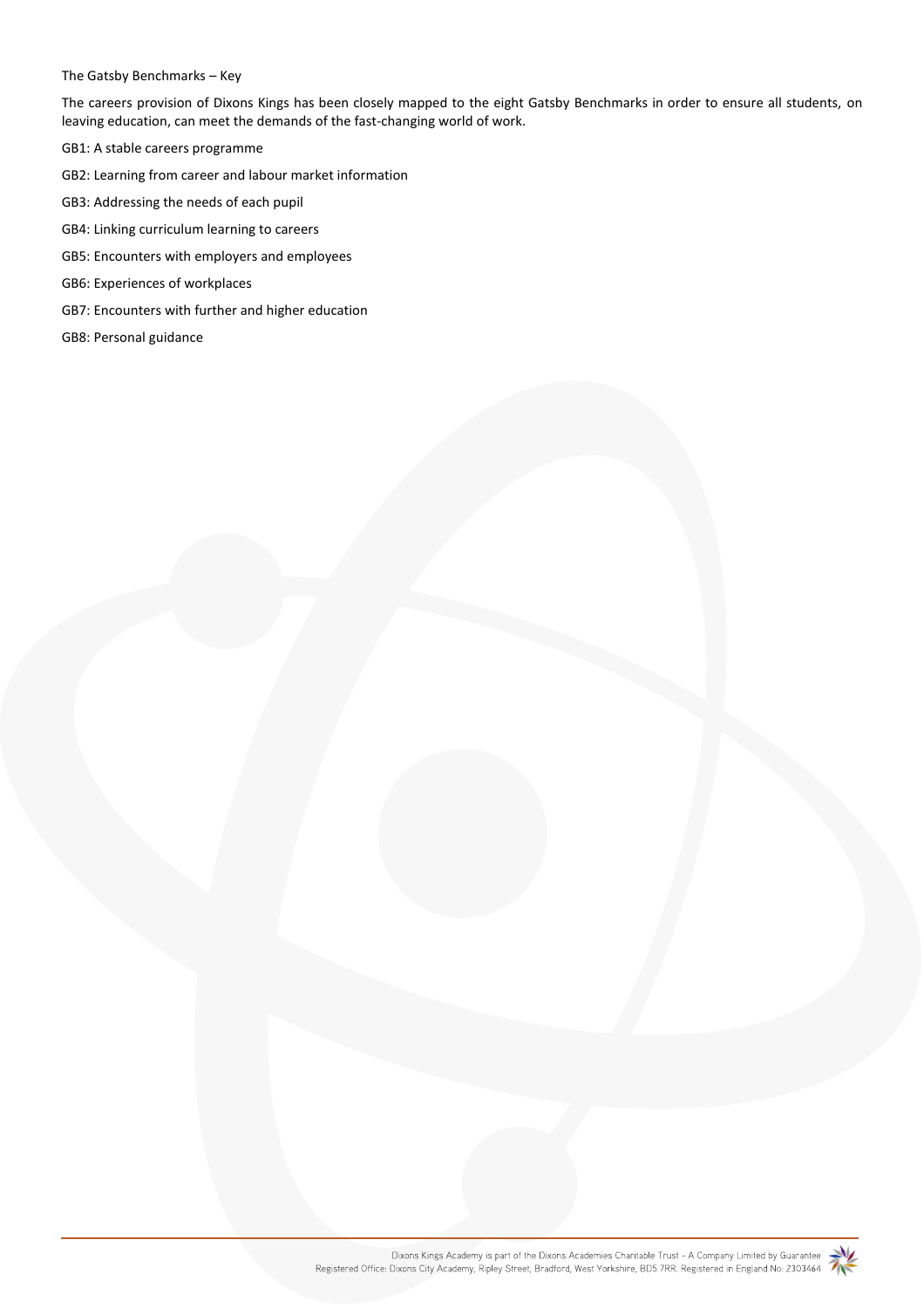The Gatsby Benchmarks – Key

The careers provision of Dixons Kings has been closely mapped to the eight Gatsby Benchmarks in order to ensure all students, on leaving education, can meet the demands of the fast-changing world of work.

GB1: A stable careers programme

GB2: Learning from career and labour market information

GB3: Addressing the needs of each pupil

GB4: Linking curriculum learning to careers

GB5: Encounters with employers and employees

GB6: Experiences of workplaces

GB7: Encounters with further and higher education

GB8: Personal guidance